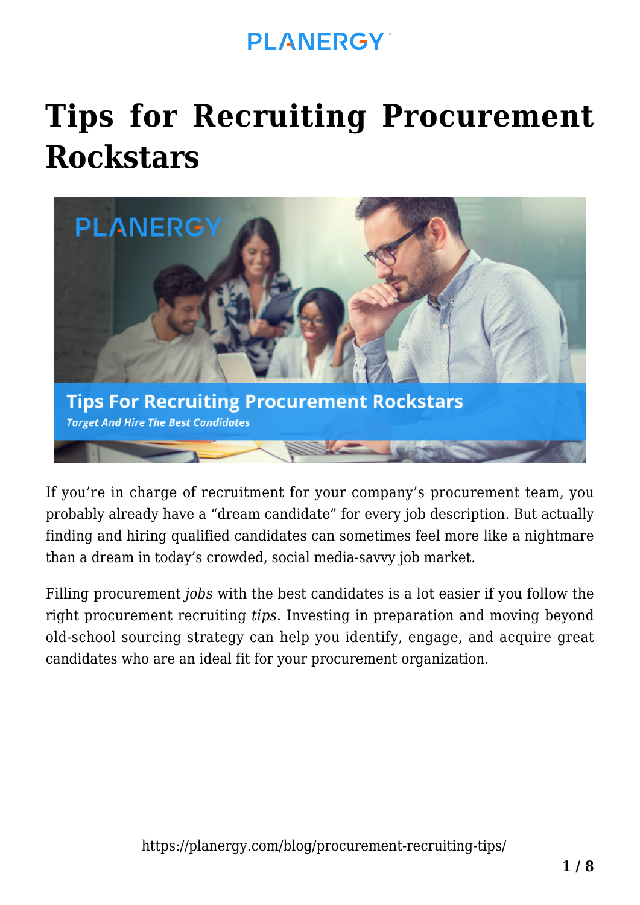# Tips for Recruiting Procurement Rockstars

If you're in charge of recruitment for your company's procurement team, you probably already have a "dream candidate" for every job description. But actually finding and hiring qualified candidates can sometimes feel more like a nightmare than a dream in today's crowded, social media-savvy job market.

Filling procurement *jobs* with the best candidates is a lot easier if you follow the right procurement recruiting *tips*. Investing in preparation and moving beyond old-school sourcing strategy can help you identify, engage, and acquire great candidates who are an ideal fit for your procurement organization.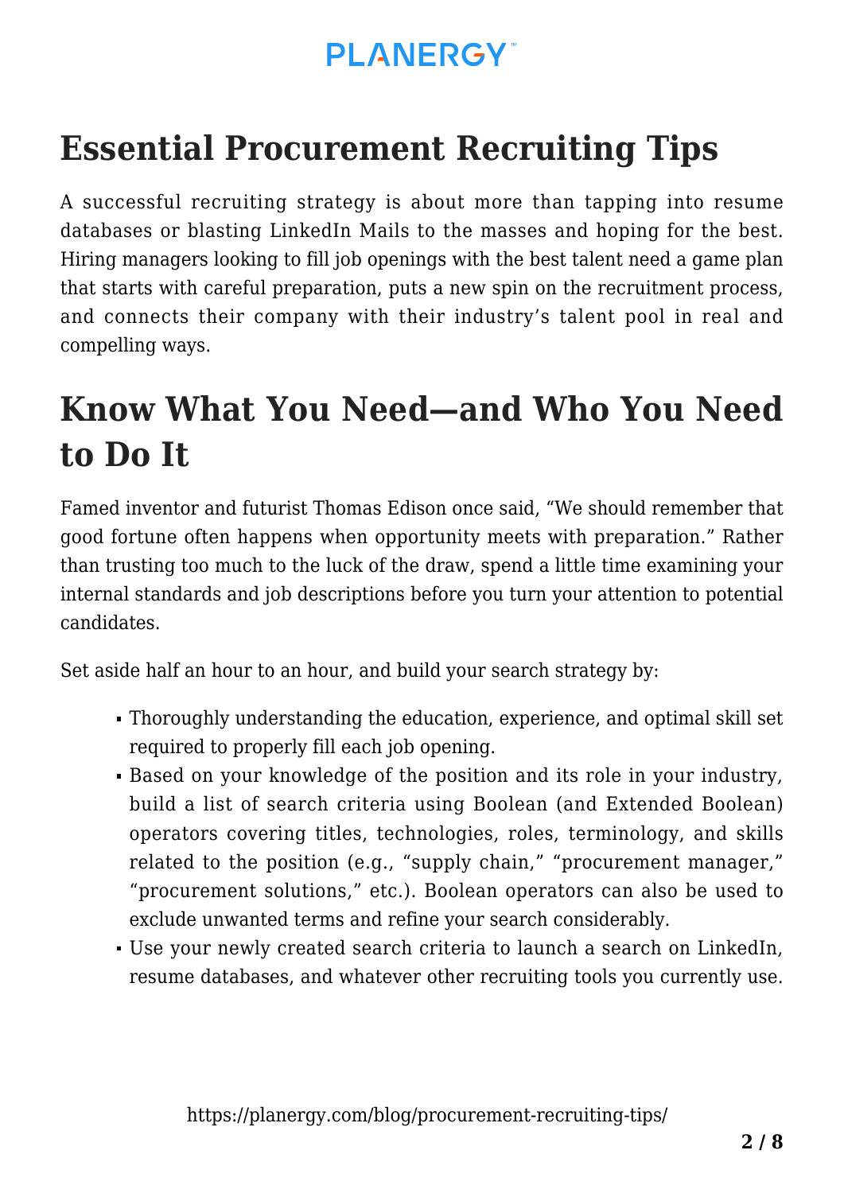## Essential Procurement Recruiting Tips

A successful recruiting strategy is about more than tapping into resume databases or blasting LinkedIn Mails to the masses and hoping for the best. Hiring managers looking to fill job openings with the best talent need a game plan that starts with careful preparation, puts a new spin on the recruitment process, and connects their company with their industry's talent pool in real and compelling ways.

## Know What You Need—and Who You Need to Do It

Famed inventor and futurist Thomas Edison once said, "We should remember that good fortune often happens when opportunity meets with preparation." Rather than trusting too much to the luck of the draw, spend a little time examining your internal standards and job descriptions before you turn your attention to potential candidates.

Set aside half an hour to an hour, and build your search strategy by:

- Thoroughly understanding the education, experience, and optimal skill set required to properly fill each job opening.
- Based on your knowledge of the position and its role in your industry, build a list of search criteria using Boolean (and Extended Boolean) operators covering titles, technologies, roles, terminology, and skills related to the position (e.g., "supply chain," "procurement manager," "procurement solutions," etc.). Boolean operators can also be used to exclude unwanted terms and refine your search considerably.
- Use your newly created search criteria to launch a search on LinkedIn, resume databases, and whatever other recruiting tools you currently use.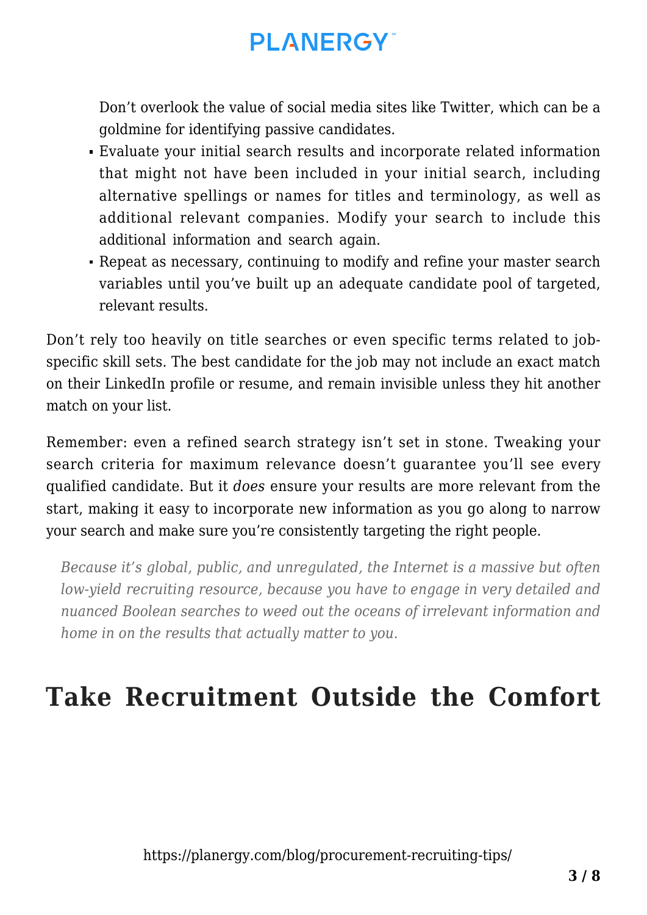Don't overlook the value of social media sites like Twitter, which can be a goldmine for identifying passive candidates.

- Evaluate your initial search results and incorporate related information that might not have been included in your initial search, including alternative spellings or names for titles and terminology, as well as additional relevant companies. Modify your search to include this additional information and search again.
- Repeat as necessary, continuing to modify and refine your master search variables until you've built up an adequate candidate pool of targeted, relevant results.

Don't rely too heavily on title searches or even specific terms related to job-specific skill sets. The best candidate for the job may not include an exact match on their LinkedIn profile or resume, and remain invisible unless they hit another match on your list.

Remember: even a refined search strategy isn't set in stone. Tweaking your search criteria for maximum relevance doesn't guarantee you'll see every qualified candidate. But it *does* ensure your results are more relevant from the start, making it easy to incorporate new information as you go along to narrow your search and make sure you're consistently targeting the right people.

> *Because it's global, public, and unregulated, the Internet is a massive but often low-yield recruiting resource, because you have to engage in very detailed and nuanced Boolean searches to weed out the oceans of irrelevant information and home in on the results that actually matter to you.*

## Take Recruitment Outside the Comfort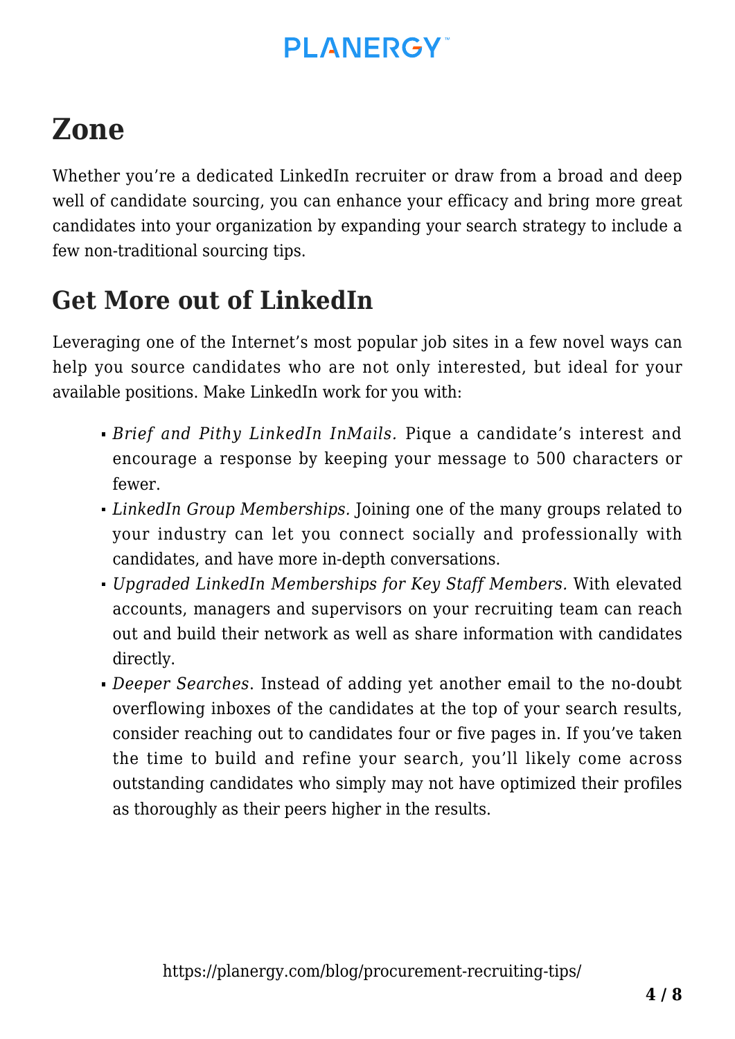# Zone

Whether you're a dedicated LinkedIn recruiter or draw from a broad and deep well of candidate sourcing, you can enhance your efficacy and bring more great candidates into your organization by expanding your search strategy to include a few non-traditional sourcing tips.

## Get More out of LinkedIn

Leveraging one of the Internet's most popular job sites in a few novel ways can help you source candidates who are not only interested, but ideal for your available positions. Make LinkedIn work for you with:

- *Brief and Pithy LinkedIn InMails.* Pique a candidate's interest and encourage a response by keeping your message to 500 characters or fewer.
- *LinkedIn Group Memberships.* Joining one of the many groups related to your industry can let you connect socially and professionally with candidates, and have more in-depth conversations.
- *Upgraded LinkedIn Memberships for Key Staff Members.* With elevated accounts, managers and supervisors on your recruiting team can reach out and build their network as well as share information with candidates directly.
- *Deeper Searches*. Instead of adding yet another email to the no-doubt overflowing inboxes of the candidates at the top of your search results, consider reaching out to candidates four or five pages in. If you've taken the time to build and refine your search, you'll likely come across outstanding candidates who simply may not have optimized their profiles as thoroughly as their peers higher in the results.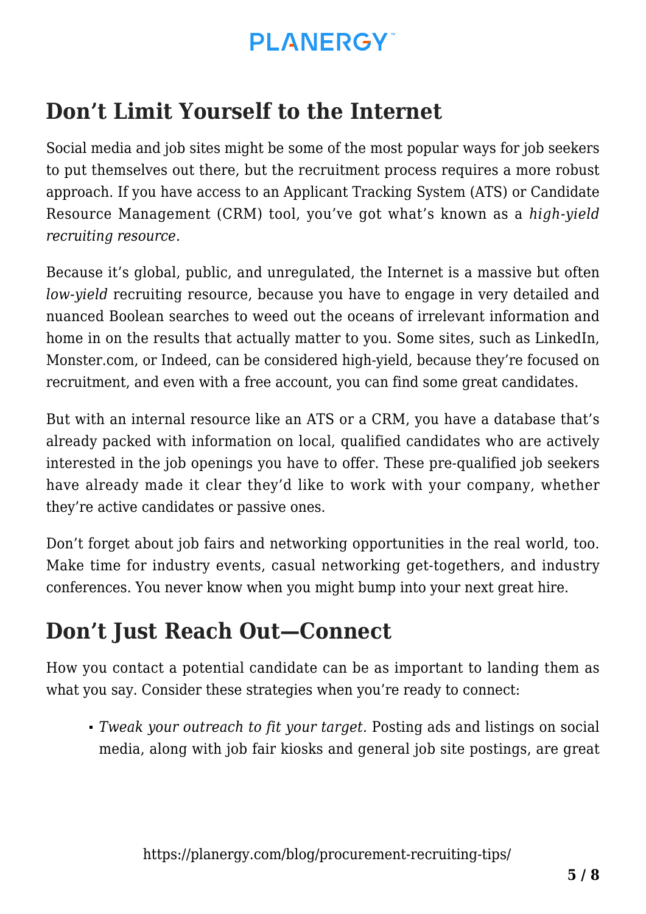## Don't Limit Yourself to the Internet

Social media and job sites might be some of the most popular ways for job seekers to put themselves out there, but the recruitment process requires a more robust approach. If you have access to an Applicant Tracking System (ATS) or Candidate Resource Management (CRM) tool, you've got what's known as a *high-yield recruiting resource.*

Because it's global, public, and unregulated, the Internet is a massive but often *low-yield* recruiting resource, because you have to engage in very detailed and nuanced Boolean searches to weed out the oceans of irrelevant information and home in on the results that actually matter to you. Some sites, such as LinkedIn, Monster.com, or Indeed, can be considered high-yield, because they're focused on recruitment, and even with a free account, you can find some great candidates.

But with an internal resource like an ATS or a CRM, you have a database that's already packed with information on local, qualified candidates who are actively interested in the job openings you have to offer. These pre-qualified job seekers have already made it clear they'd like to work with your company, whether they're active candidates or passive ones.

Don't forget about job fairs and networking opportunities in the real world, too. Make time for industry events, casual networking get-togethers, and industry conferences. You never know when you might bump into your next great hire.

## Don't Just Reach Out—Connect

How you contact a potential candidate can be as important to landing them as what you say. Consider these strategies when you're ready to connect:

- *Tweak your outreach to fit your target.* Posting ads and listings on social media, along with job fair kiosks and general job site postings, are great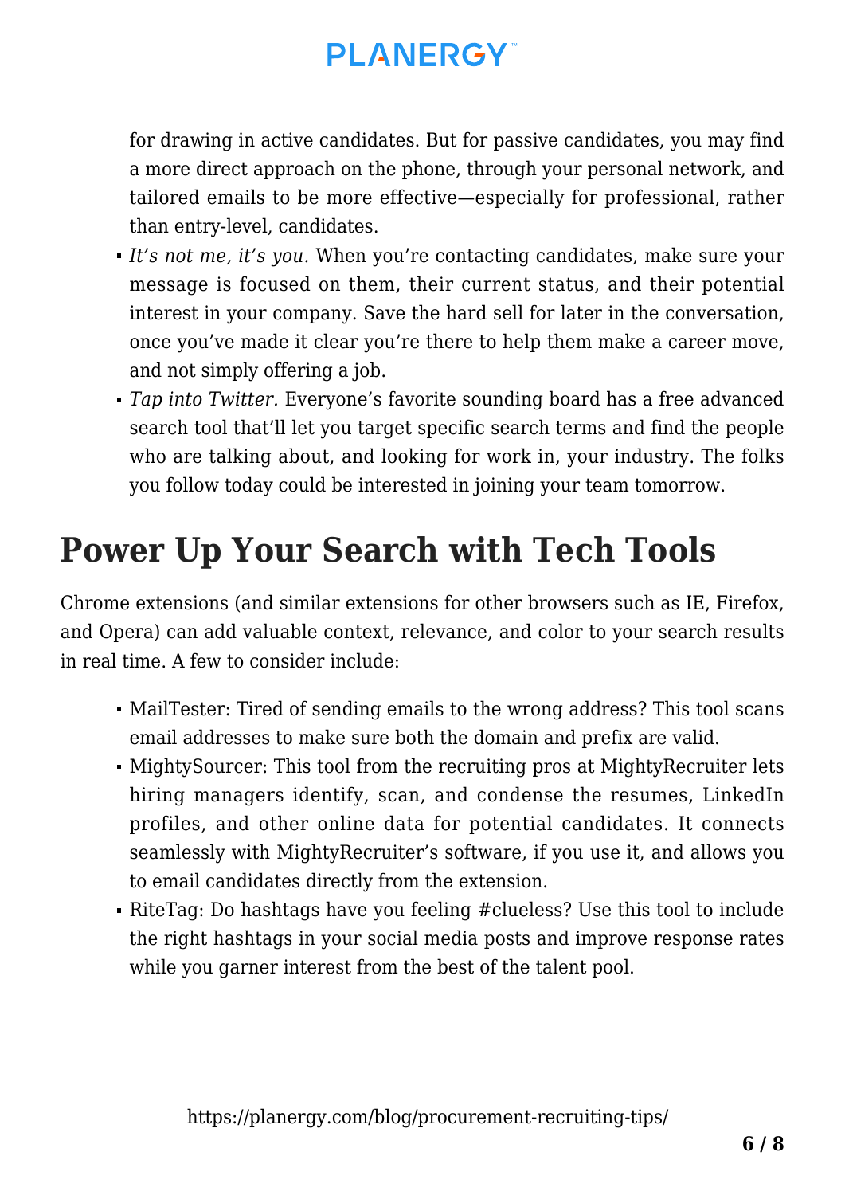for drawing in active candidates. But for passive candidates, you may find a more direct approach on the phone, through your personal network, and tailored emails to be more effective—especially for professional, rather than entry-level, candidates.

- *It's not me, it's you.* When you're contacting candidates, make sure your message is focused on them, their current status, and their potential interest in your company. Save the hard sell for later in the conversation, once you've made it clear you're there to help them make a career move, and not simply offering a job.
- *Tap into Twitter.* Everyone's favorite sounding board has a free advanced search tool that'll let you target specific search terms and find the people who are talking about, and looking for work in, your industry. The folks you follow today could be interested in joining your team tomorrow.

## Power Up Your Search with Tech Tools

Chrome extensions (and similar extensions for other browsers such as IE, Firefox, and Opera) can add valuable context, relevance, and color to your search results in real time. A few to consider include:

- MailTester: Tired of sending emails to the wrong address? This tool scans email addresses to make sure both the domain and prefix are valid.
- MightySourcer: This tool from the recruiting pros at MightyRecruiter lets hiring managers identify, scan, and condense the resumes, LinkedIn profiles, and other online data for potential candidates. It connects seamlessly with MightyRecruiter's software, if you use it, and allows you to email candidates directly from the extension.
- RiteTag: Do hashtags have you feeling #clueless? Use this tool to include the right hashtags in your social media posts and improve response rates while you garner interest from the best of the talent pool.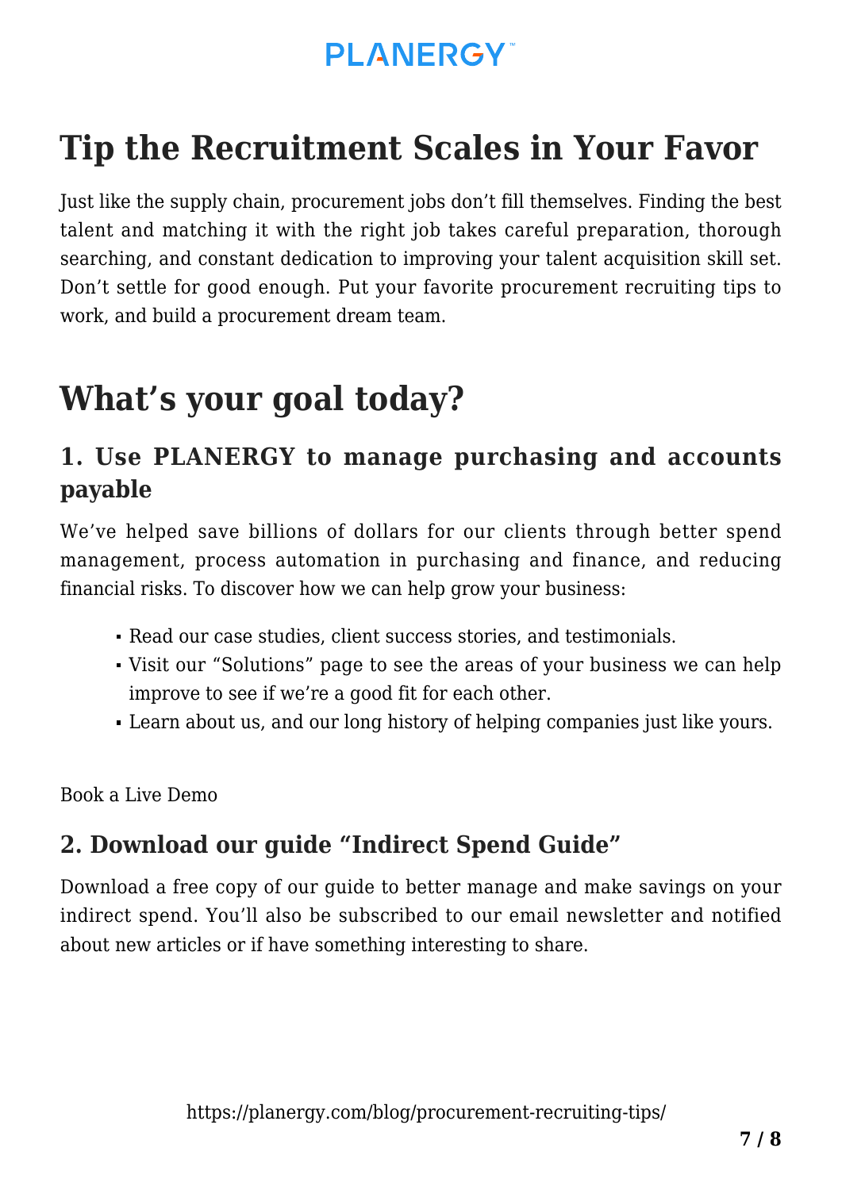## Tip the Recruitment Scales in Your Favor

Just like the supply chain, procurement jobs don't fill themselves. Finding the best talent and matching it with the right job takes careful preparation, thorough searching, and constant dedication to improving your talent acquisition skill set. Don't settle for good enough. Put your favorite procurement recruiting tips to work, and build a procurement dream team.

## What's your goal today?

### 1. Use PLANERGY to manage purchasing and accounts payable

We've helped save billions of dollars for our clients through better spend management, process automation in purchasing and finance, and reducing financial risks. To discover how we can help grow your business:

- Read our case studies, client success stories, and testimonials.
- Visit our "Solutions" page to see the areas of your business we can help improve to see if we're a good fit for each other.
- Learn about us, and our long history of helping companies just like yours.

Book a Live Demo

### 2. Download our guide "Indirect Spend Guide"

Download a free copy of our guide to better manage and make savings on your indirect spend. You'll also be subscribed to our email newsletter and notified about new articles or if have something interesting to share.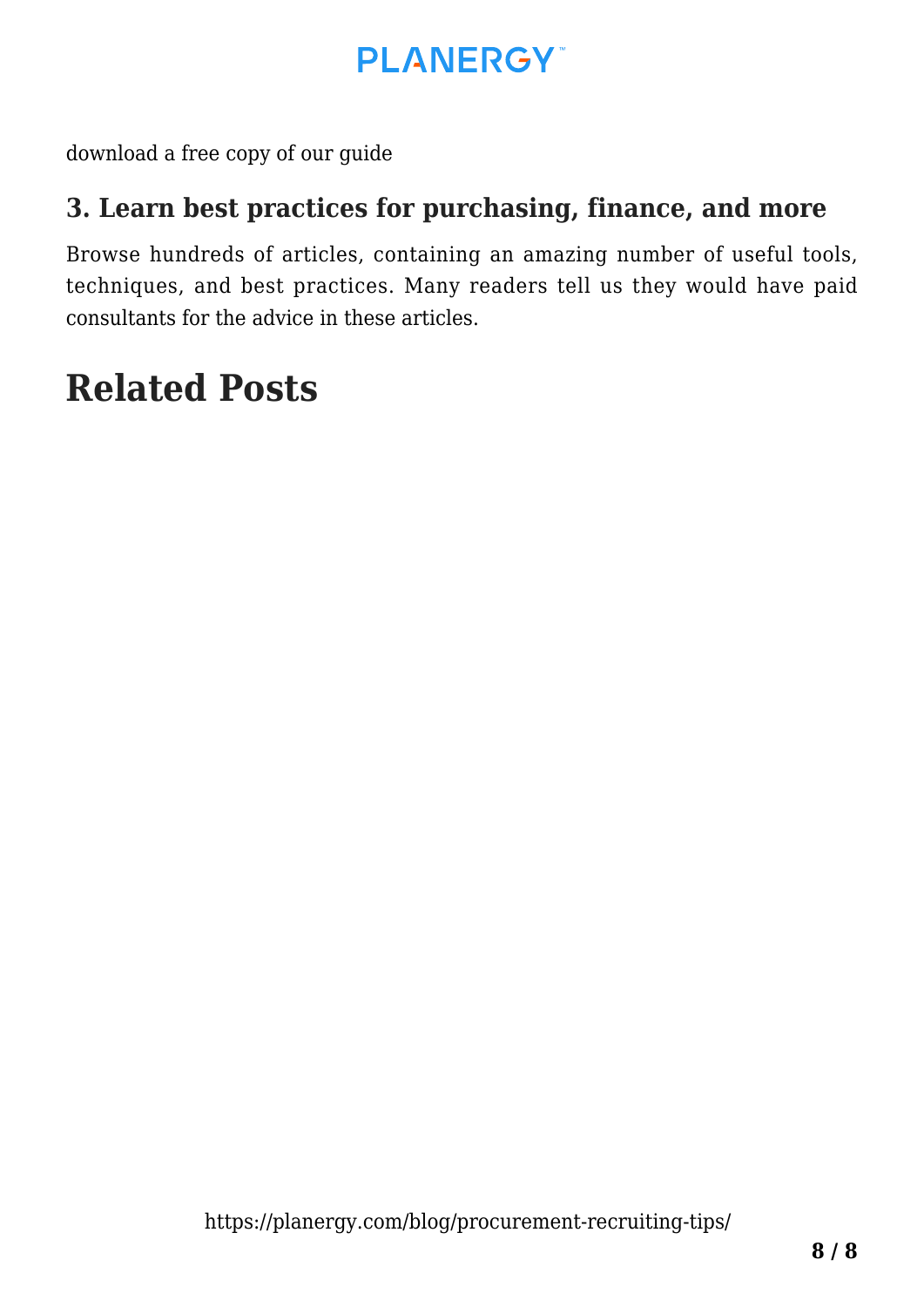download a free copy of our guide

### 3. Learn best practices for purchasing, finance, and more

Browse hundreds of articles, containing an amazing number of useful tools, techniques, and best practices. Many readers tell us they would have paid consultants for the advice in these articles.

## Related Posts